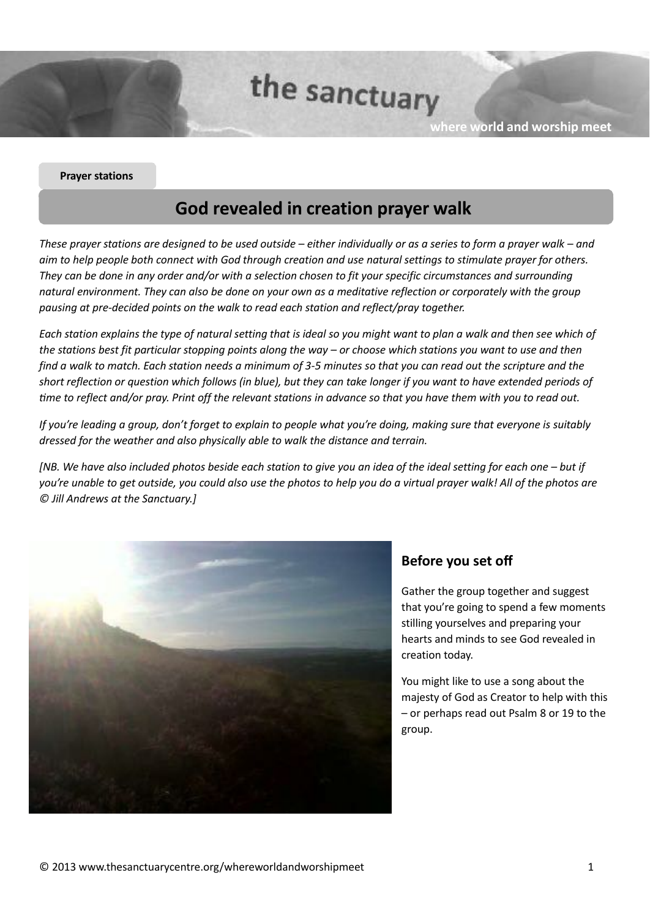**Prayer stations**

# God revealed in creation prayer walk

*These prayer stations are designed to be used outside – either individually or as a series to form a prayer walk – and aim to help people both connect with God through creation and use natural settings to stimulate prayer for others. They can be done in any order and/or with a selection chosen to fit your specific circumstances and surrounding natural environment. They can also be done on your own as a meditative reflection or corporately with the group pausing at pre-decided points on the walk to read each station and reflect/pray together.*

*Each station explains the type of natural setting that is ideal so you might want to plan a walk and then see which of the stations best fit particular stopping points along the way – or choose which stations you want to use and then find a walk to match. Each station needs a minimum of 3-5 minutes so that you can read out the scripture and the short reflection or question which follows (in blue), but they can take longer if you want to have extended periods of time to reflect and/or pray. Print off the relevant stations in advance so that you have them with you to read out.*

*If you're leading a group, don't forget to explain to people what you're doing, making sure that everyone is suitably dressed for the weather and also physically able to walk the distance and terrain.*

*[NB. We have also included photos beside each station to give you an idea of the ideal setting for each one – but if you're unable to get outside, you could also use the photos to help you do a virtual prayer walk! All of the photos are © Jill Andrews at the Sanctuary.]*

## Before you set off

Gather the group together and suggest that you're going to spend a few moments stilling yourselves and preparing your hearts and minds to see God revealed in creation today.

You might like to use a song about the majesty of God as Creator to help with this – or perhaps read out Psalm 8 or 19 to the group.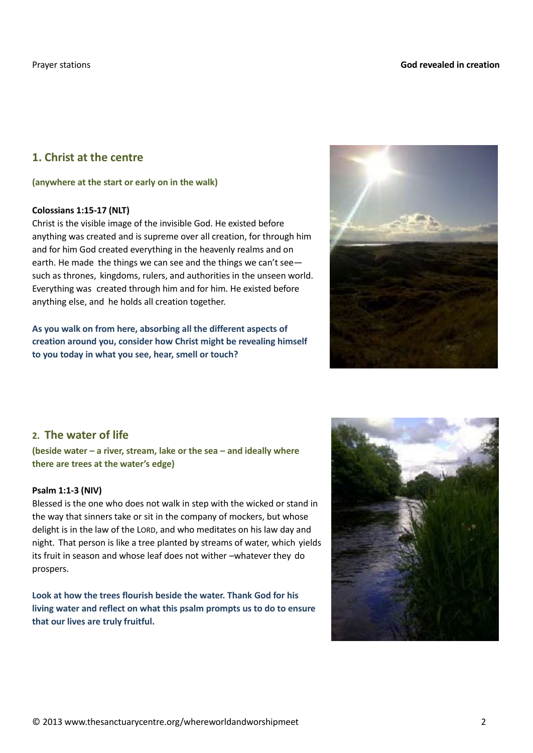## 1. Christ at the centre

**(anywhere at the start or early on in the walk)**

**Colossians 1:15-17 (NLT)**

Christ is the visible image of the invisible God. He existed before anything was created and is supreme over all creation, for through him and for him God created everything in the heavenly realms and on earth. He made the things we can see and the things we can't see—such as thrones, kingdoms, rulers, and authorities in the unseen world. Everything was created through him and for him. He existed before anything else, and he holds all creation together.

**As you walk on from here, absorbing all the different aspects of creation around you, consider how Christ might be revealing himself to you today in what you see, hear, smell or touch?**

## 2. The water of life

**(beside water – a river, stream, lake or the sea – and ideally where there are trees at the water's edge)**

**Psalm 1:1-3 (NIV)**

Blessed is the one who does not walk in step with the wicked or stand in the way that sinners take or sit in the company of mockers, but whose delight is in the law of the LORD, and who meditates on his law day and night. That person is like a tree planted by streams of water, which yields its fruit in season and whose leaf does not wither –whatever they do prospers.

**Look at how the trees flourish beside the water. Thank God for his living water and reflect on what this psalm prompts us to do to ensure that our lives are truly fruitful.**

© 2013 www.thesanctuarycentre.org/whereworldandworshipmeet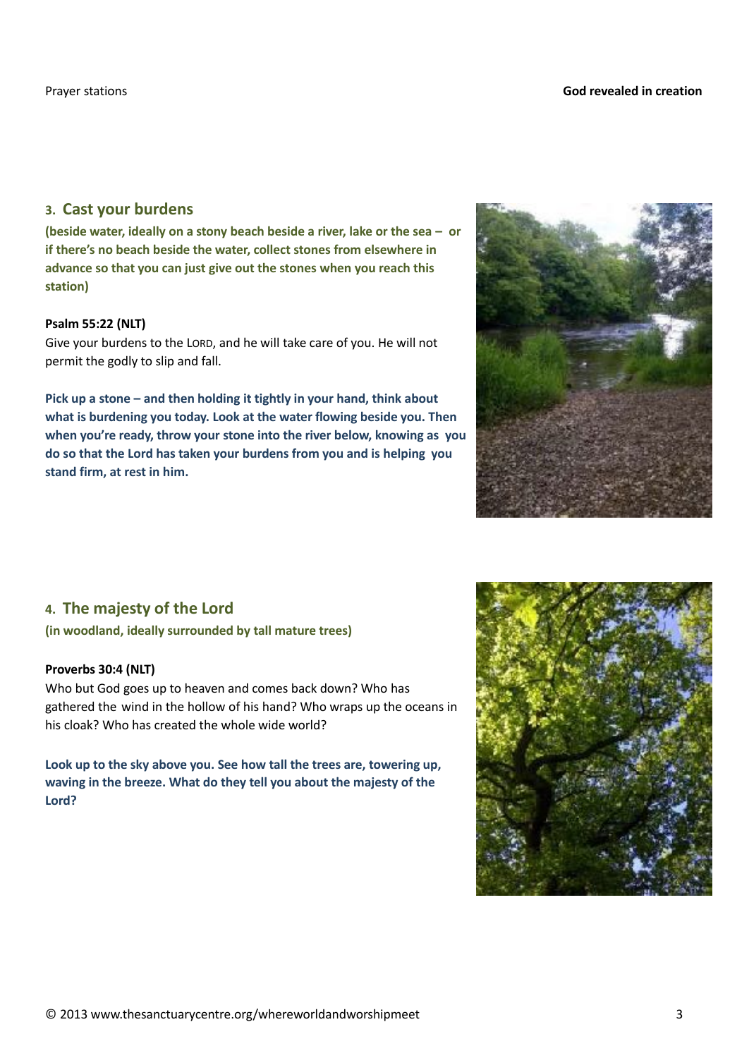## 3. Cast your burdens

**(beside water, ideally on a stony beach beside a river, lake or the sea – or if there's no beach beside the water, collect stones from elsewhere in advance so that you can just give out the stones when you reach this station)**

**Psalm 55:22 (NLT)**

Give your burdens to the LORD, and he will take care of you. He will not permit the godly to slip and fall.

**Pick up a stone – and then holding it tightly in your hand, think about what is burdening you today. Look at the water flowing beside you. Then when you're ready, throw your stone into the river below, knowing as you do so that the Lord has taken your burdens from you and is helping you stand firm, at rest in him.**

## 4. The majesty of the Lord

**(in woodland, ideally surrounded by tall mature trees)**

**Proverbs 30:4 (NLT)**

Who but God goes up to heaven and comes back down? Who has gathered the wind in the hollow of his hand? Who wraps up the oceans in his cloak? Who has created the whole wide world?

**Look up to the sky above you. See how tall the trees are, towering up, waving in the breeze. What do they tell you about the majesty of the Lord?**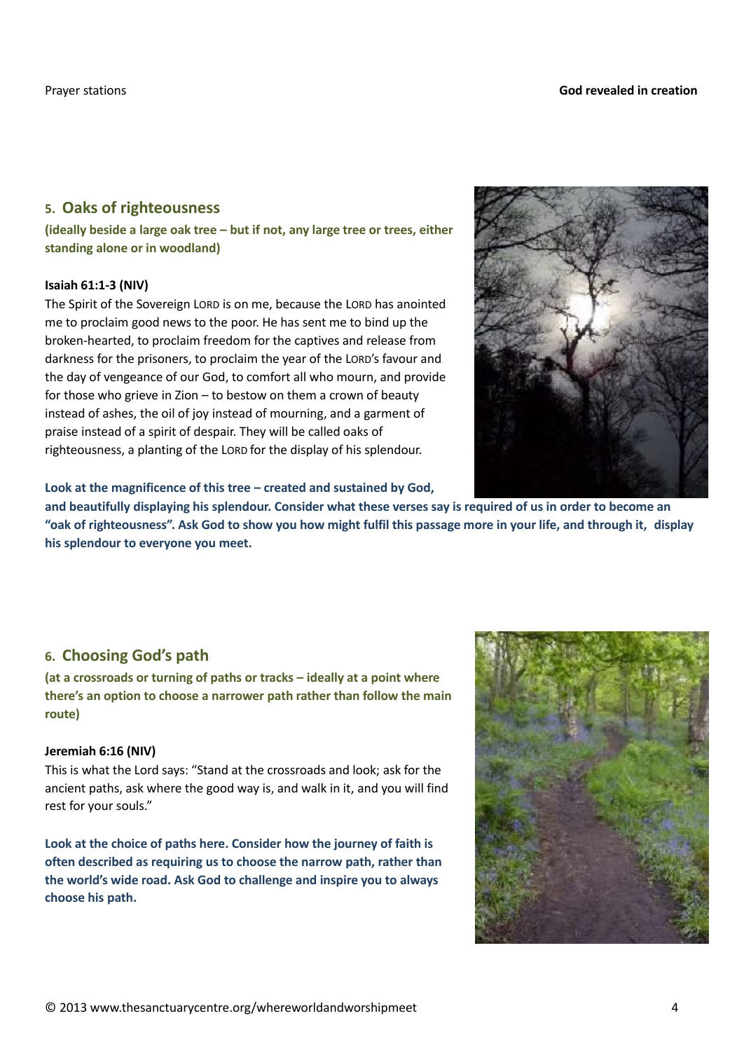## 5. Oaks of righteousness

**(ideally beside a large oak tree – but if not, any large tree or trees, either standing alone or in woodland)**

**Isaiah 61:1-3 (NIV)**

The Spirit of the Sovereign LORD is on me, because the LORD has anointed me to proclaim good news to the poor. He has sent me to bind up the broken-hearted, to proclaim freedom for the captives and release from darkness for the prisoners, to proclaim the year of the LORD's favour and the day of vengeance of our God, to comfort all who mourn, and provide for those who grieve in Zion – to bestow on them a crown of beauty instead of ashes, the oil of joy instead of mourning, and a garment of praise instead of a spirit of despair. They will be called oaks of righteousness, a planting of the LORD for the display of his splendour.

**Look at the magnificence of this tree – created and sustained by God, and beautifully displaying his splendour. Consider what these verses say is required of us in order to become an "oak of righteousness". Ask God to show you how might fulfil this passage more in your life, and through it, display his splendour to everyone you meet.**

## 6. Choosing God's path

**(at a crossroads or turning of paths or tracks – ideally at a point where there's an option to choose a narrower path rather than follow the main route)**

**Jeremiah 6:16 (NIV)**

This is what the Lord says: "Stand at the crossroads and look; ask for the ancient paths, ask where the good way is, and walk in it, and you will find rest for your souls."

**Look at the choice of paths here. Consider how the journey of faith is often described as requiring us to choose the narrow path, rather than the world's wide road. Ask God to challenge and inspire you to always choose his path.**

© 2013 www.thesanctuarycentre.org/whereworldandworshipmeet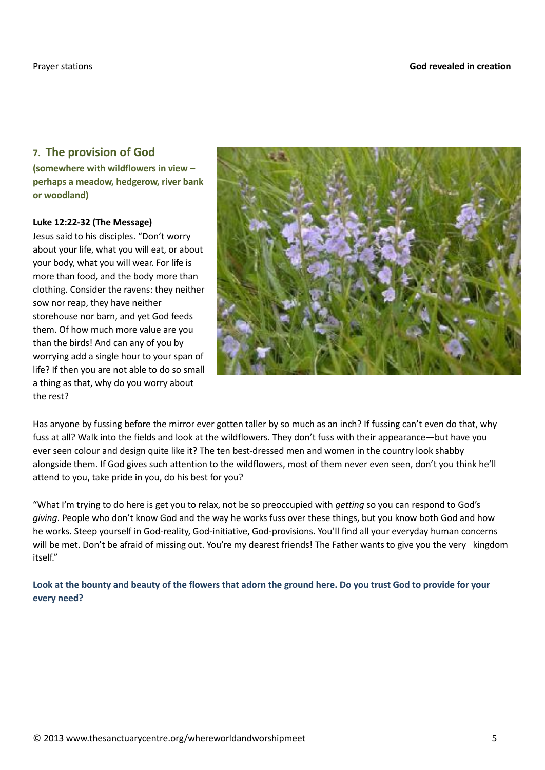## 7. The provision of God

**(somewhere with wildflowers in view – perhaps a meadow, hedgerow, river bank or woodland)**

**Luke 12:22-32 (The Message)**

Jesus said to his disciples. "Don't worry about your life, what you will eat, or about your body, what you will wear. For life is more than food, and the body more than clothing. Consider the ravens: they neither sow nor reap, they have neither storehouse nor barn, and yet God feeds them. Of how much more value are you than the birds! And can any of you by worrying add a single hour to your span of life? If then you are not able to do so small a thing as that, why do you worry about the rest?

Has anyone by fussing before the mirror ever gotten taller by so much as an inch? If fussing can't even do that, why fuss at all? Walk into the fields and look at the wildflowers. They don't fuss with their appearance—but have you ever seen colour and design quite like it? The ten best-dressed men and women in the country look shabby alongside them. If God gives such attention to the wildflowers, most of them never even seen, don't you think he'll attend to you, take pride in you, do his best for you?

"What I'm trying to do here is get you to relax, not be so preoccupied with *getting* so you can respond to God's *giving*. People who don't know God and the way he works fuss over these things, but you know both God and how he works. Steep yourself in God-reality, God-initiative, God-provisions. You'll find all your everyday human concerns will be met. Don't be afraid of missing out. You're my dearest friends! The Father wants to give you the very kingdom itself."

**Look at the bounty and beauty of the flowers that adorn the ground here. Do you trust God to provide for your every need?**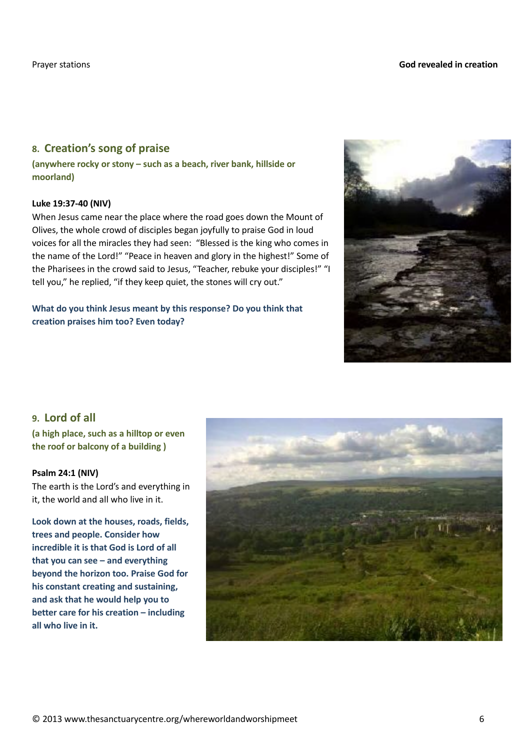## 8. Creation's song of praise

**(anywhere rocky or stony – such as a beach, river bank, hillside or moorland)**

**Luke 19:37-40 (NIV)**

When Jesus came near the place where the road goes down the Mount of Olives, the whole crowd of disciples began joyfully to praise God in loud voices for all the miracles they had seen: "Blessed is the king who comes in the name of the Lord!" "Peace in heaven and glory in the highest!" Some of the Pharisees in the crowd said to Jesus, "Teacher, rebuke your disciples!" "I tell you," he replied, "if they keep quiet, the stones will cry out."

**What do you think Jesus meant by this response? Do you think that creation praises him too? Even today?**

## 9. Lord of all

**(a high place, such as a hilltop or even the roof or balcony of a building )**

**Psalm 24:1 (NIV)**

The earth is the Lord's and everything in it, the world and all who live in it.

**Look down at the houses, roads, fields, trees and people. Consider how incredible it is that God is Lord of all that you can see – and everything beyond the horizon too. Praise God for his constant creating and sustaining, and ask that he would help you to better care for his creation – including all who live in it.**

© 2013 www.thesanctuarycentre.org/whereworldandworshipmeet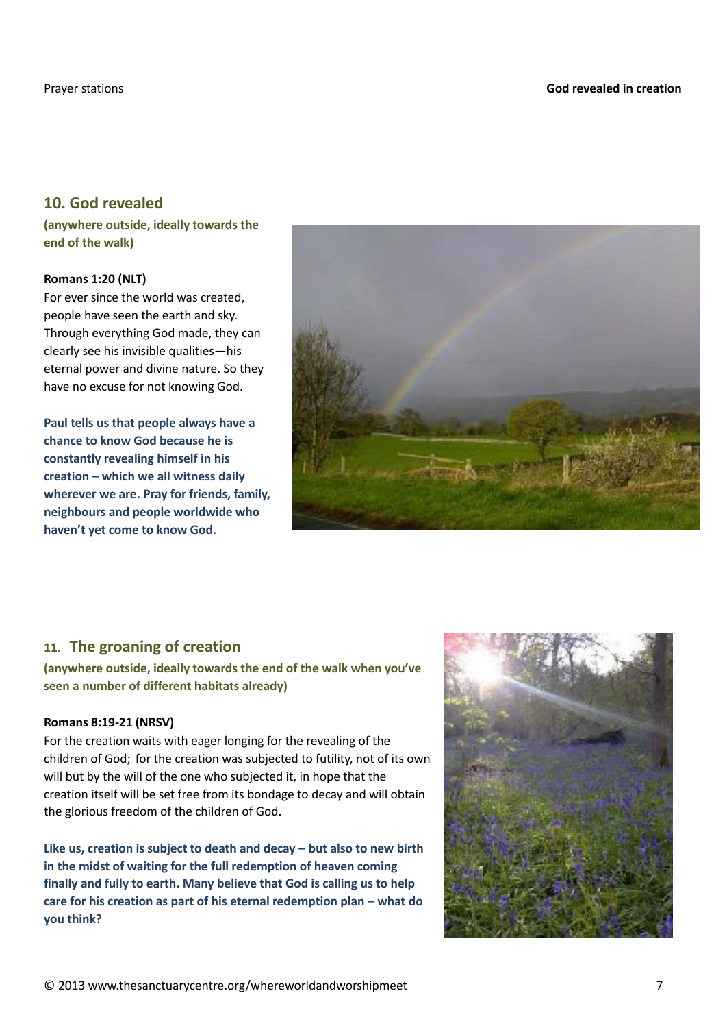## 10. God revealed

**(anywhere outside, ideally towards the end of the walk)**

**Romans 1:20 (NLT)**

For ever since the world was created, people have seen the earth and sky. Through everything God made, they can clearly see his invisible qualities—his eternal power and divine nature. So they have no excuse for not knowing God.

**Paul tells us that people always have a chance to know God because he is constantly revealing himself in his creation – which we all witness daily wherever we are. Pray for friends, family, neighbours and people worldwide who haven't yet come to know God.**

## 11. The groaning of creation

**(anywhere outside, ideally towards the end of the walk when you've seen a number of different habitats already)**

**Romans 8:19-21 (NRSV)**

For the creation waits with eager longing for the revealing of the children of God; for the creation was subjected to futility, not of its own will but by the will of the one who subjected it, in hope that the creation itself will be set free from its bondage to decay and will obtain the glorious freedom of the children of God.

**Like us, creation is subject to death and decay – but also to new birth in the midst of waiting for the full redemption of heaven coming finally and fully to earth. Many believe that God is calling us to help care for his creation as part of his eternal redemption plan – what do you think?**

© 2013 www.thesanctuarycentre.org/whereworldandworshipmeet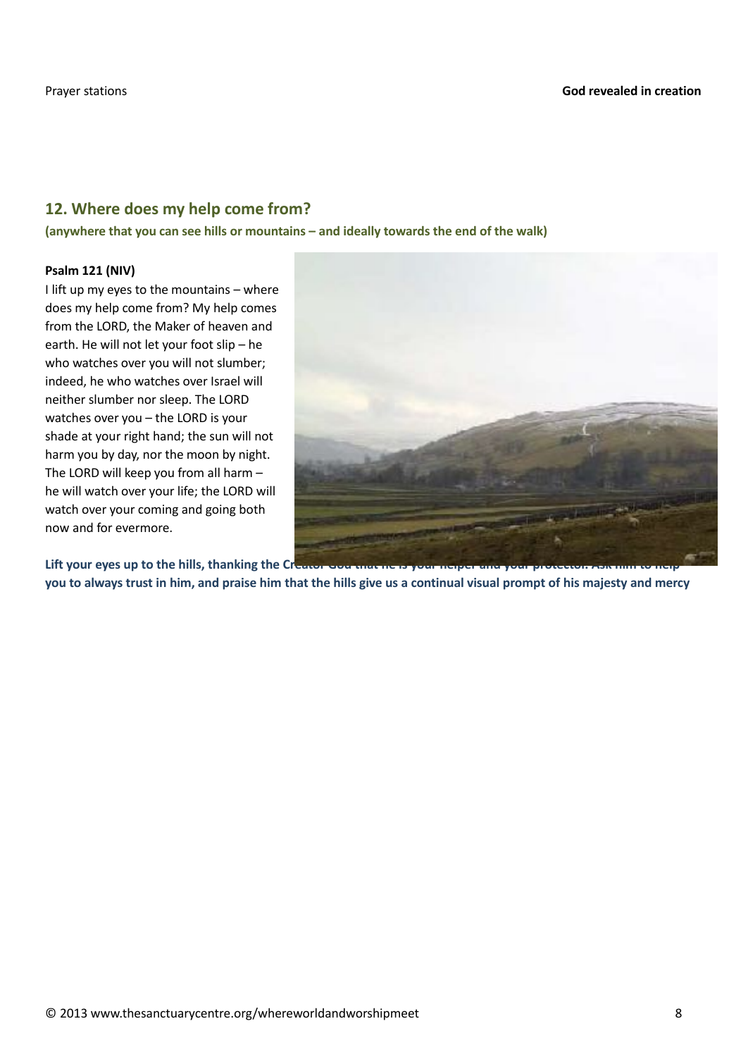## 12. Where does my help come from?

**(anywhere that you can see hills or mountains – and ideally towards the end of the walk)**

**Psalm 121 (NIV)**

I lift up my eyes to the mountains – where does my help come from? My help comes from the LORD, the Maker of heaven and earth. He will not let your foot slip – he who watches over you will not slumber; indeed, he who watches over Israel will neither slumber nor sleep. The LORD watches over you – the LORD is your shade at your right hand; the sun will not harm you by day, nor the moon by night. The LORD will keep you from all harm – he will watch over your life; the LORD will watch over your coming and going both now and for evermore.

**Lift your eyes up to the hills, thanking the Creator God that he is your helper and your protector. Ask him to help you to always trust in him, and praise him that the hills give us a continual visual prompt of his majesty and mercy**

© 2013 www.thesanctuarycentre.org/whereworldandworshipmeet